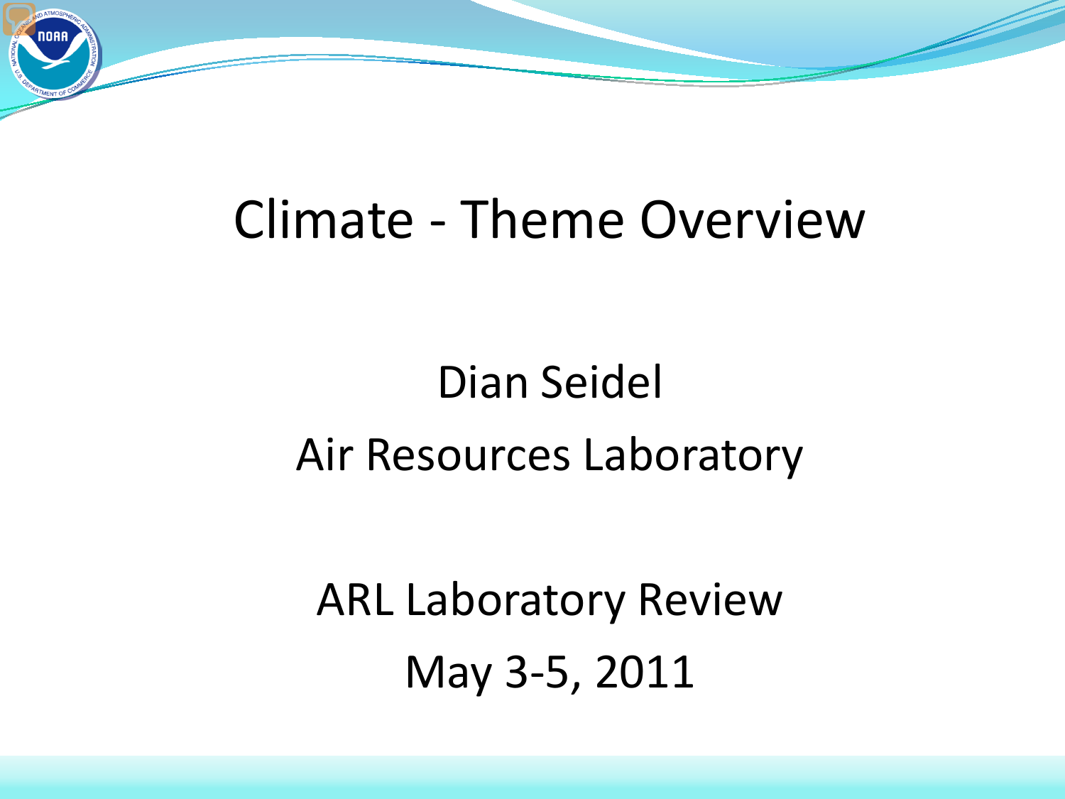# Climate - Theme Overview

Dian Seidel

Air Resources Laboratory

ARL Laboratory Review

May 3-5, 2011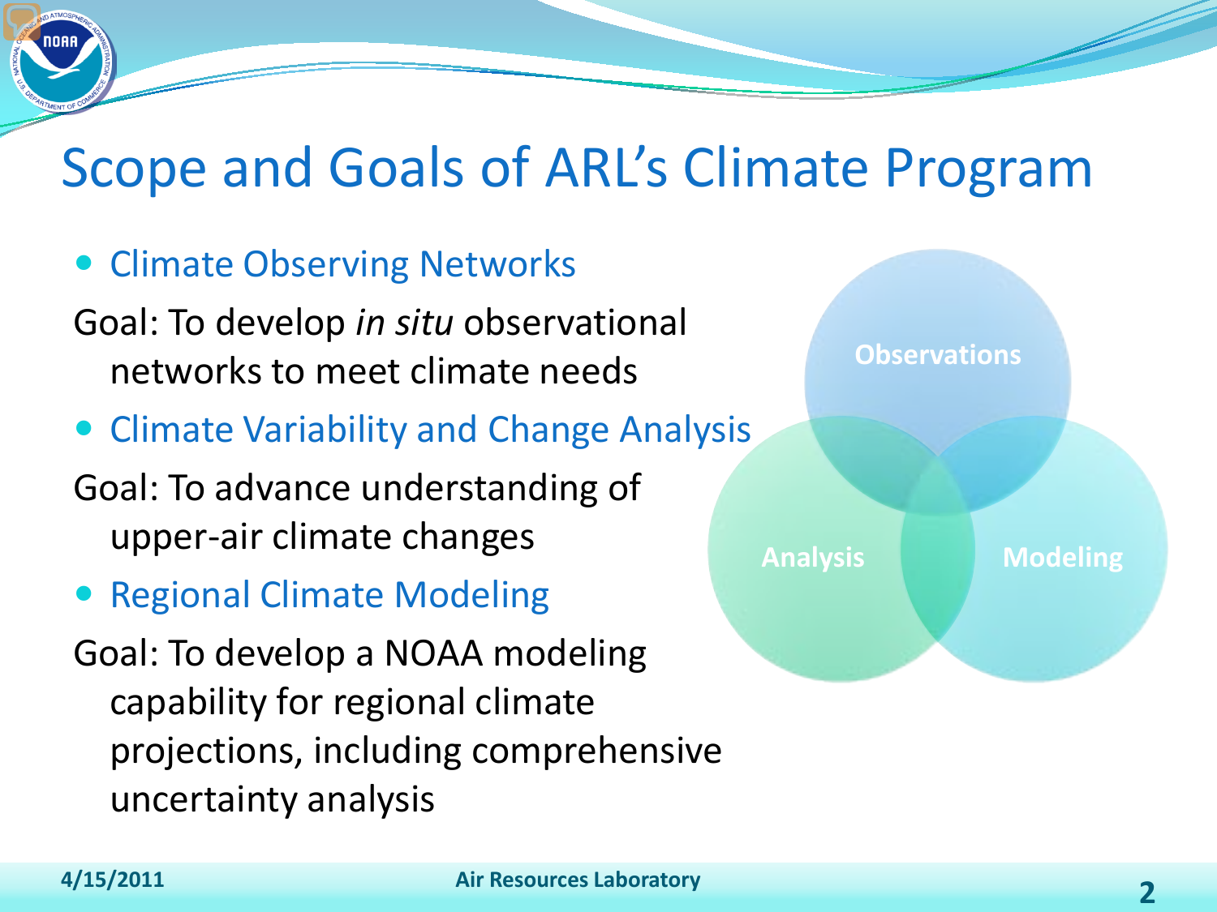# Scope and Goals of ARL's Climate Program

- Climate Observing Networks

Goal: To develop *in situ* observational networks to meet climate needs

- Climate Variability and Change Analysis

Goal: To advance understanding of upper-air climate changes

- Regional Climate Modeling

Goal: To develop a NOAA modeling capability for regional climate projections, including comprehensive uncertainty analysis

Observations

Analysis

Modeling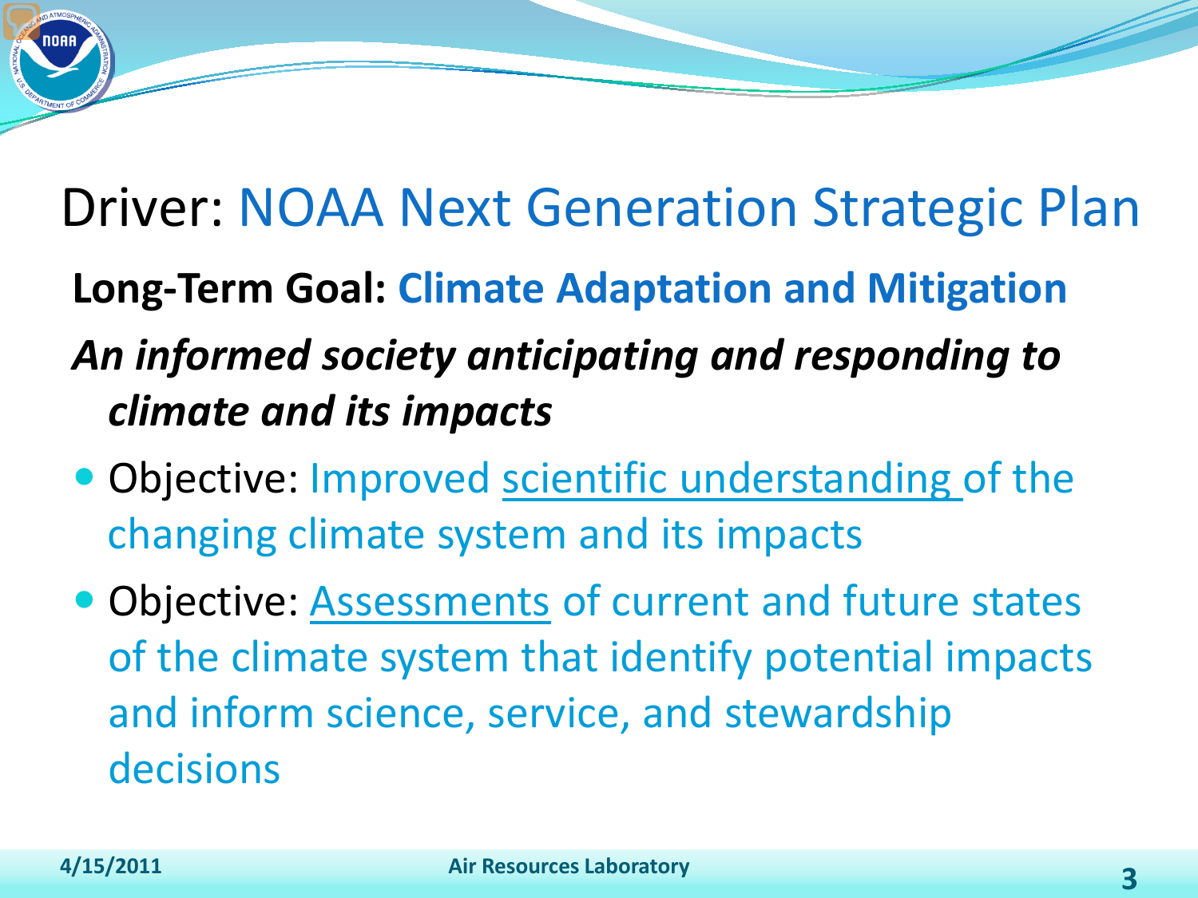# Driver: NOAA Next Generation Strategic Plan

**Long-Term Goal: Climate Adaptation and Mitigation**

***An informed society anticipating and responding to climate and its impacts***

- Objective: Improved scientific understanding of the changing climate system and its impacts
- Objective: Assessments of current and future states of the climate system that identify potential impacts and inform science, service, and stewardship decisions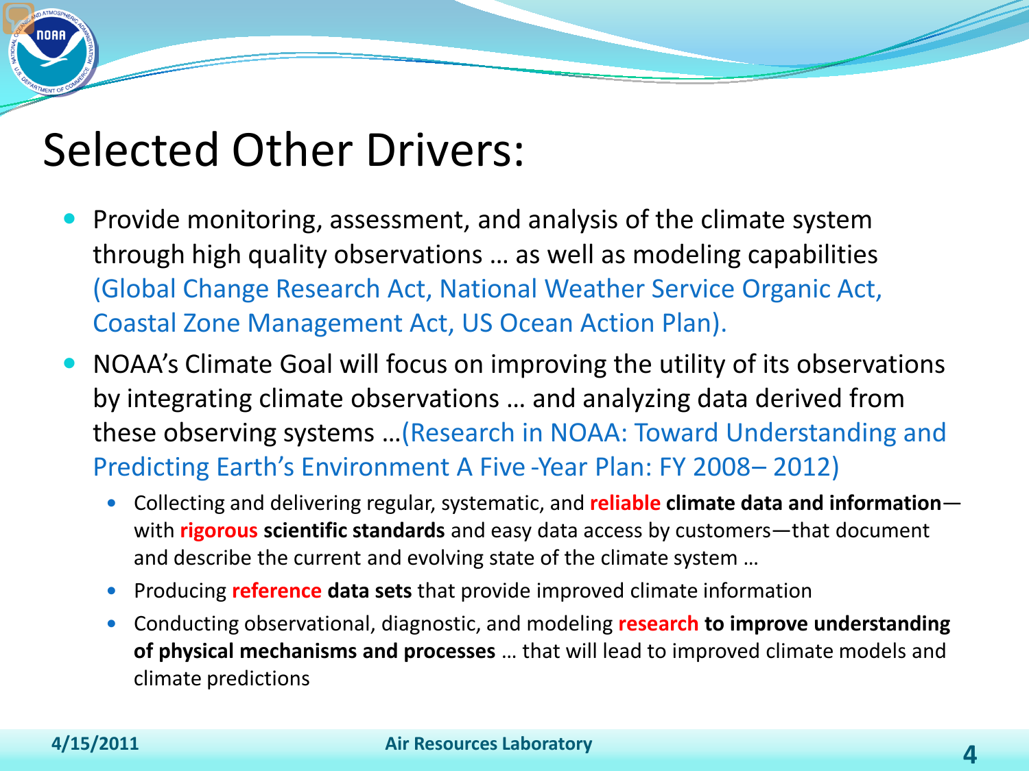# Selected Other Drivers:

- Provide monitoring, assessment, and analysis of the climate system through high quality observations … as well as modeling capabilities (Global Change Research Act, National Weather Service Organic Act, Coastal Zone Management Act, US Ocean Action Plan).
- NOAA's Climate Goal will focus on improving the utility of its observations by integrating climate observations … and analyzing data derived from these observing systems …(Research in NOAA: Toward Understanding and Predicting Earth's Environment A Five -Year Plan: FY 2008– 2012)
  - Collecting and delivering regular, systematic, and **reliable climate data and information**—with **rigorous scientific standards** and easy data access by customers—that document and describe the current and evolving state of the climate system …
  - Producing **reference data sets** that provide improved climate information
  - Conducting observational, diagnostic, and modeling **research to improve understanding of physical mechanisms and processes** … that will lead to improved climate models and climate predictions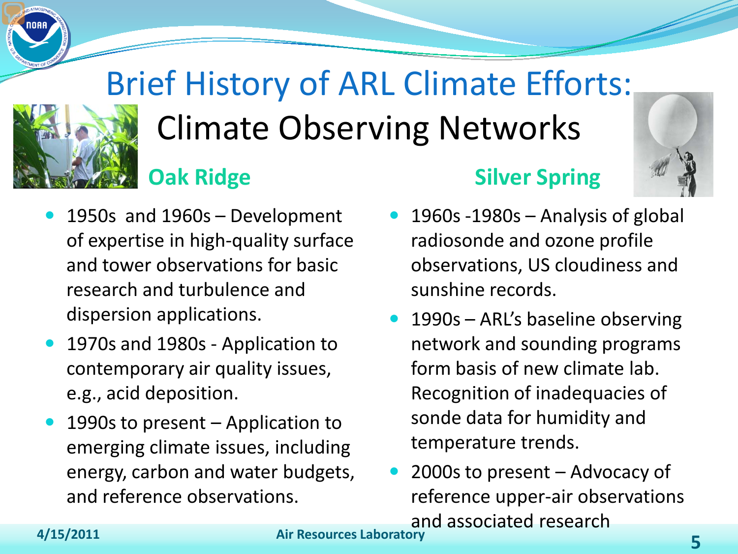# Brief History of ARL Climate Efforts:

## Climate Observing Networks

### Oak Ridge

- 1950s and 1960s – Development of expertise in high-quality surface and tower observations for basic research and turbulence and dispersion applications.
- 1970s and 1980s - Application to contemporary air quality issues, e.g., acid deposition.
- 1990s to present – Application to emerging climate issues, including energy, carbon and water budgets, and reference observations.

### Silver Spring

- 1960s -1980s – Analysis of global radiosonde and ozone profile observations, US cloudiness and sunshine records.
- 1990s – ARL's baseline observing network and sounding programs form basis of new climate lab. Recognition of inadequacies of sonde data for humidity and temperature trends.
- 2000s to present – Advocacy of reference upper-air observations and associated research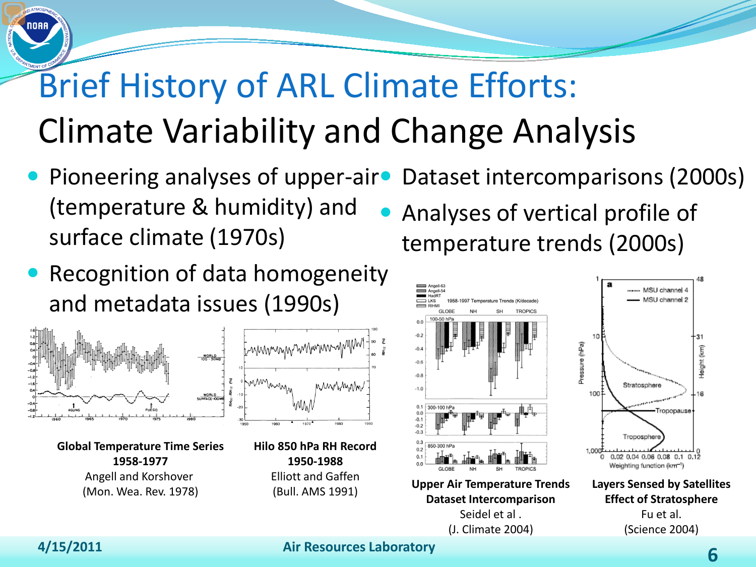# Brief History of ARL Climate Efforts:

## Climate Variability and Change Analysis

- Pioneering analyses of upper-air (temperature & humidity) and surface climate (1970s)
- Recognition of data homogeneity and metadata issues (1990s)
- Dataset intercomparisons (2000s)
- Analyses of vertical profile of temperature trends (2000s)

**Global Temperature Time Series 1958-1977**
Angell and Korshover
(Mon. Wea. Rev. 1978)

**Hilo 850 hPa RH Record 1950-1988**
Elliott and Gaffen
(Bull. AMS 1991)

**Upper Air Temperature Trends Dataset Intercomparison**
Seidel et al .
(J. Climate 2004)

**Layers Sensed by Satellites Effect of Stratosphere**
Fu et al.
(Science 2004)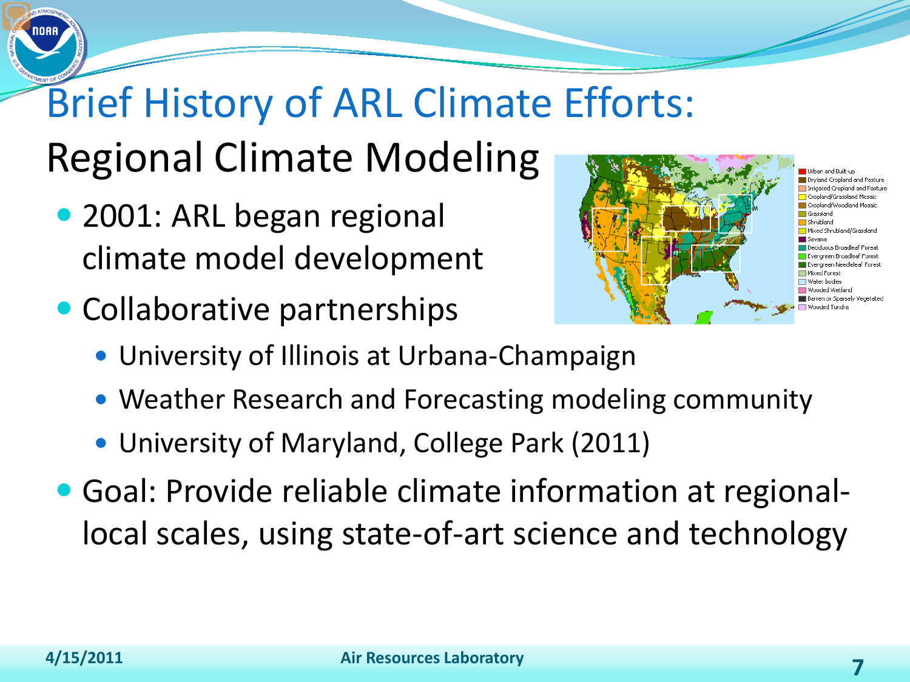# Brief History of ARL Climate Efforts:

## Regional Climate Modeling

- 2001: ARL began regional climate model development
- Collaborative partnerships
  - University of Illinois at Urbana-Champaign
  - Weather Research and Forecasting modeling community
  - University of Maryland, College Park (2011)
- Goal: Provide reliable climate information at regional-local scales, using state-of-art science and technology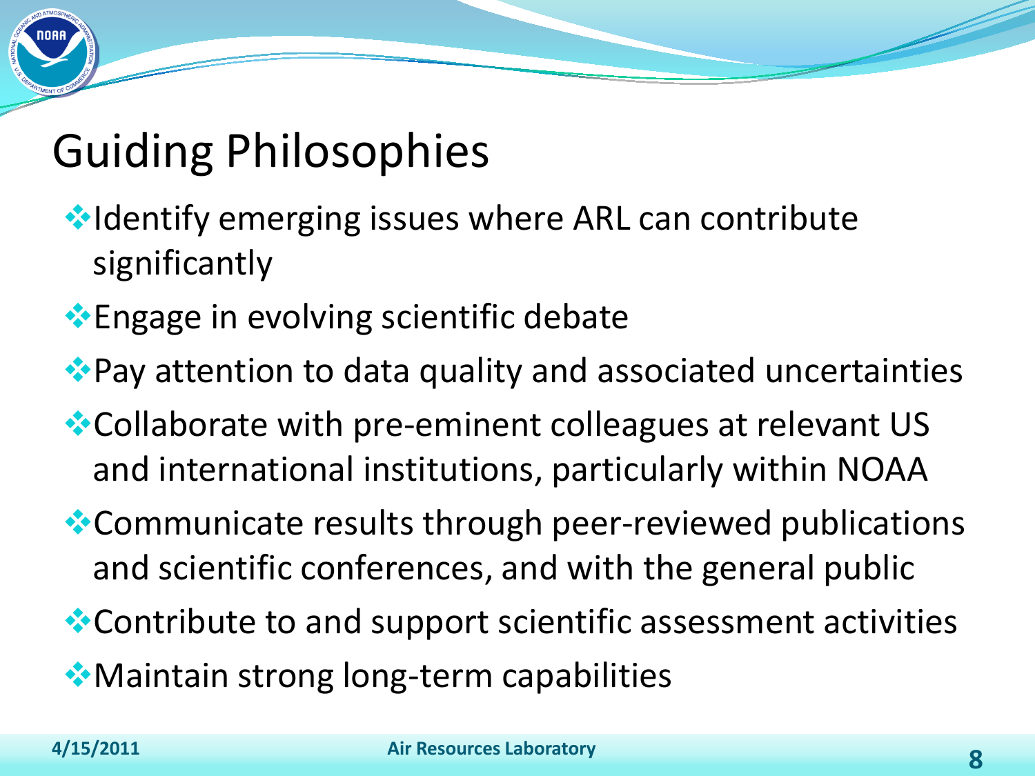# Guiding Philosophies

- Identify emerging issues where ARL can contribute significantly
- Engage in evolving scientific debate
- Pay attention to data quality and associated uncertainties
- Collaborate with pre-eminent colleagues at relevant US and international institutions, particularly within NOAA
- Communicate results through peer-reviewed publications and scientific conferences, and with the general public
- Contribute to and support scientific assessment activities
- Maintain strong long-term capabilities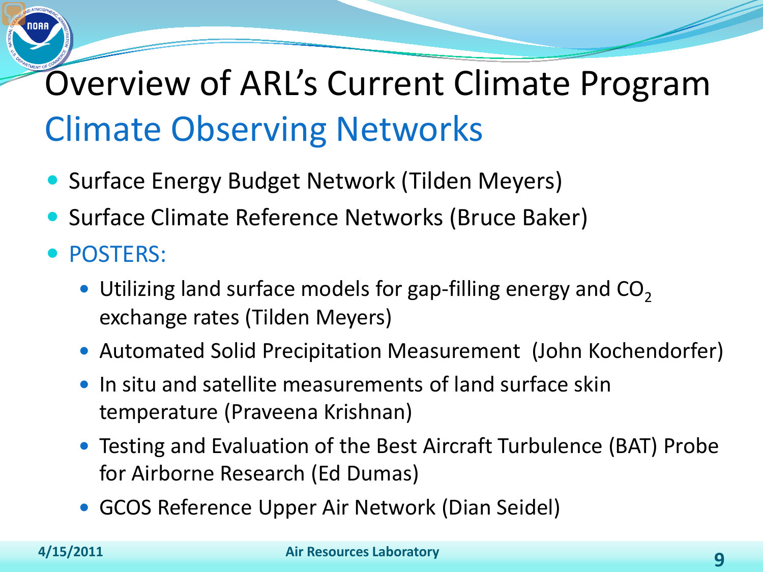# Overview of ARL's Current Climate Program

## Climate Observing Networks

- Surface Energy Budget Network (Tilden Meyers)
- Surface Climate Reference Networks (Bruce Baker)
- POSTERS:
  - Utilizing land surface models for gap-filling energy and $CO_2$ exchange rates (Tilden Meyers)
  - Automated Solid Precipitation Measurement (John Kochendorfer)
  - In situ and satellite measurements of land surface skin temperature (Praveena Krishnan)
  - Testing and Evaluation of the Best Aircraft Turbulence (BAT) Probe for Airborne Research (Ed Dumas)
  - GCOS Reference Upper Air Network (Dian Seidel)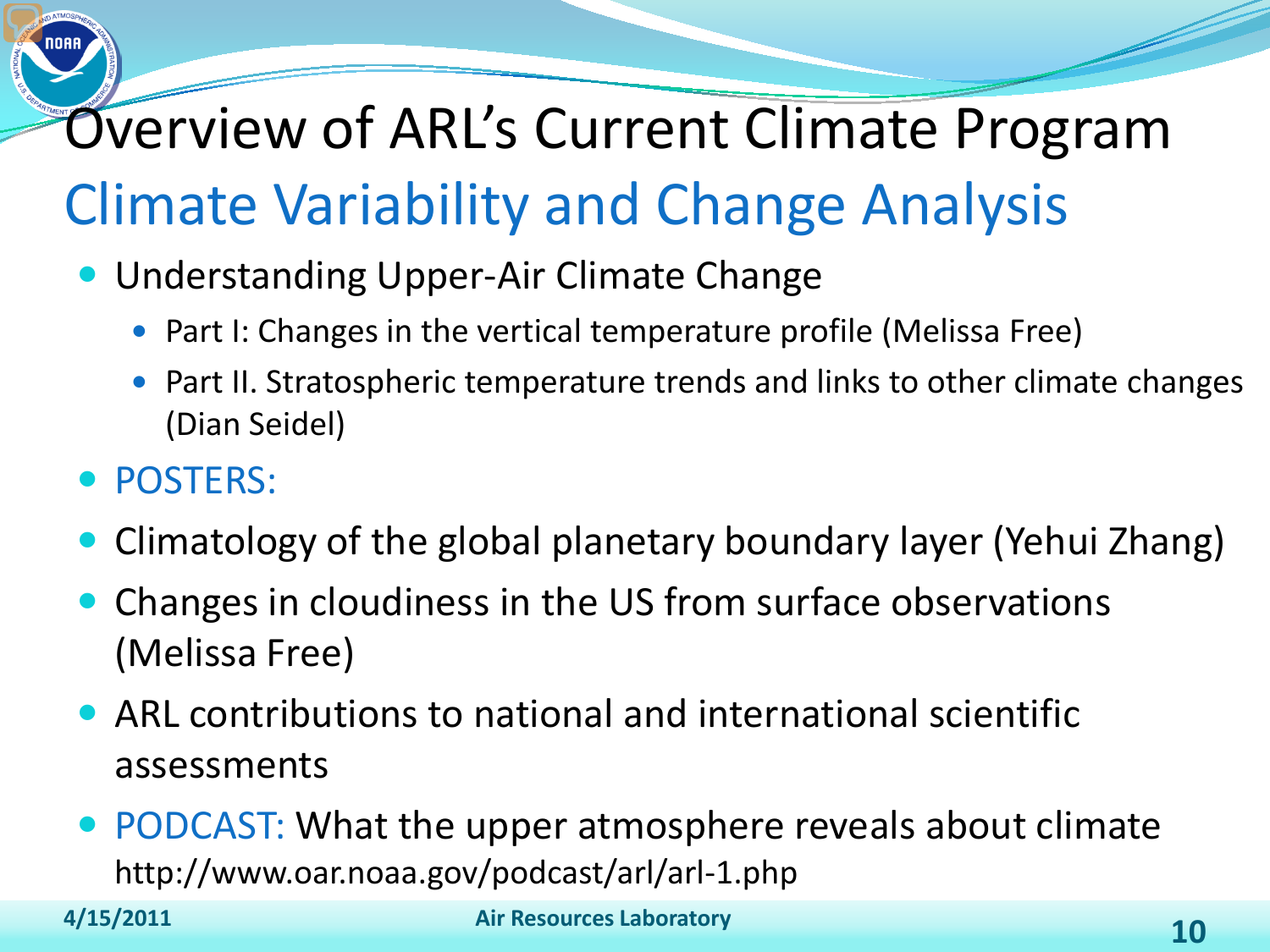# Overview of ARL's Current Climate Program

## Climate Variability and Change Analysis

- Understanding Upper-Air Climate Change
  - Part I: Changes in the vertical temperature profile (Melissa Free)
  - Part II. Stratospheric temperature trends and links to other climate changes (Dian Seidel)
- POSTERS:
- Climatology of the global planetary boundary layer (Yehui Zhang)
- Changes in cloudiness in the US from surface observations (Melissa Free)
- ARL contributions to national and international scientific assessments
- PODCAST: What the upper atmosphere reveals about climate http://www.oar.noaa.gov/podcast/arl/arl-1.php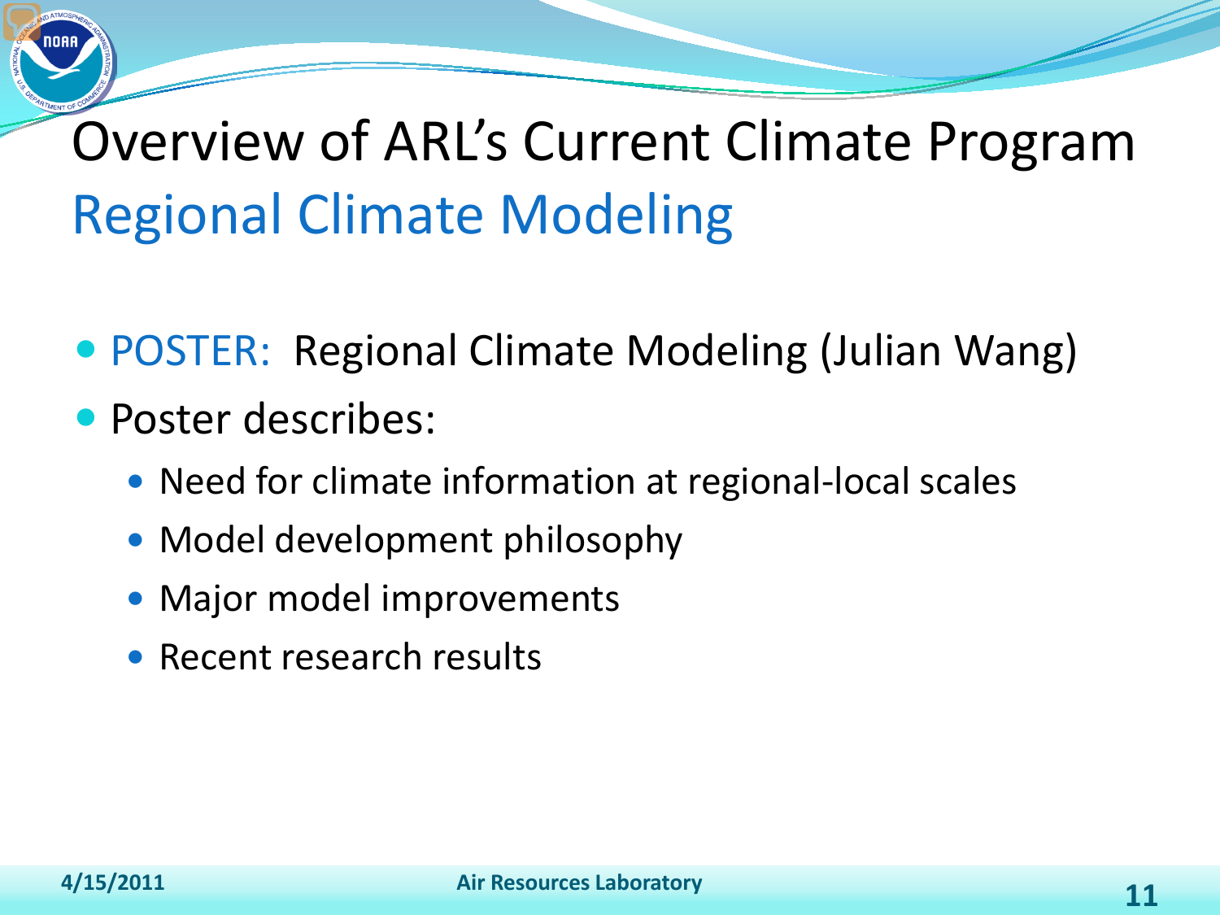# Overview of ARL's Current Climate Program

## Regional Climate Modeling

- POSTER: Regional Climate Modeling (Julian Wang)
- Poster describes:
  - Need for climate information at regional-local scales
  - Model development philosophy
  - Major model improvements
  - Recent research results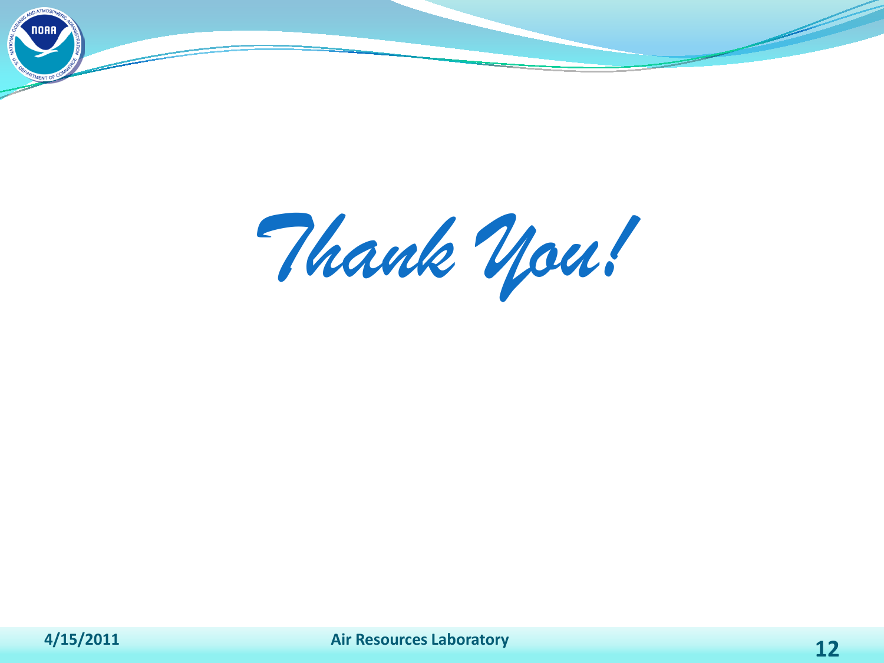# *Thank You!*